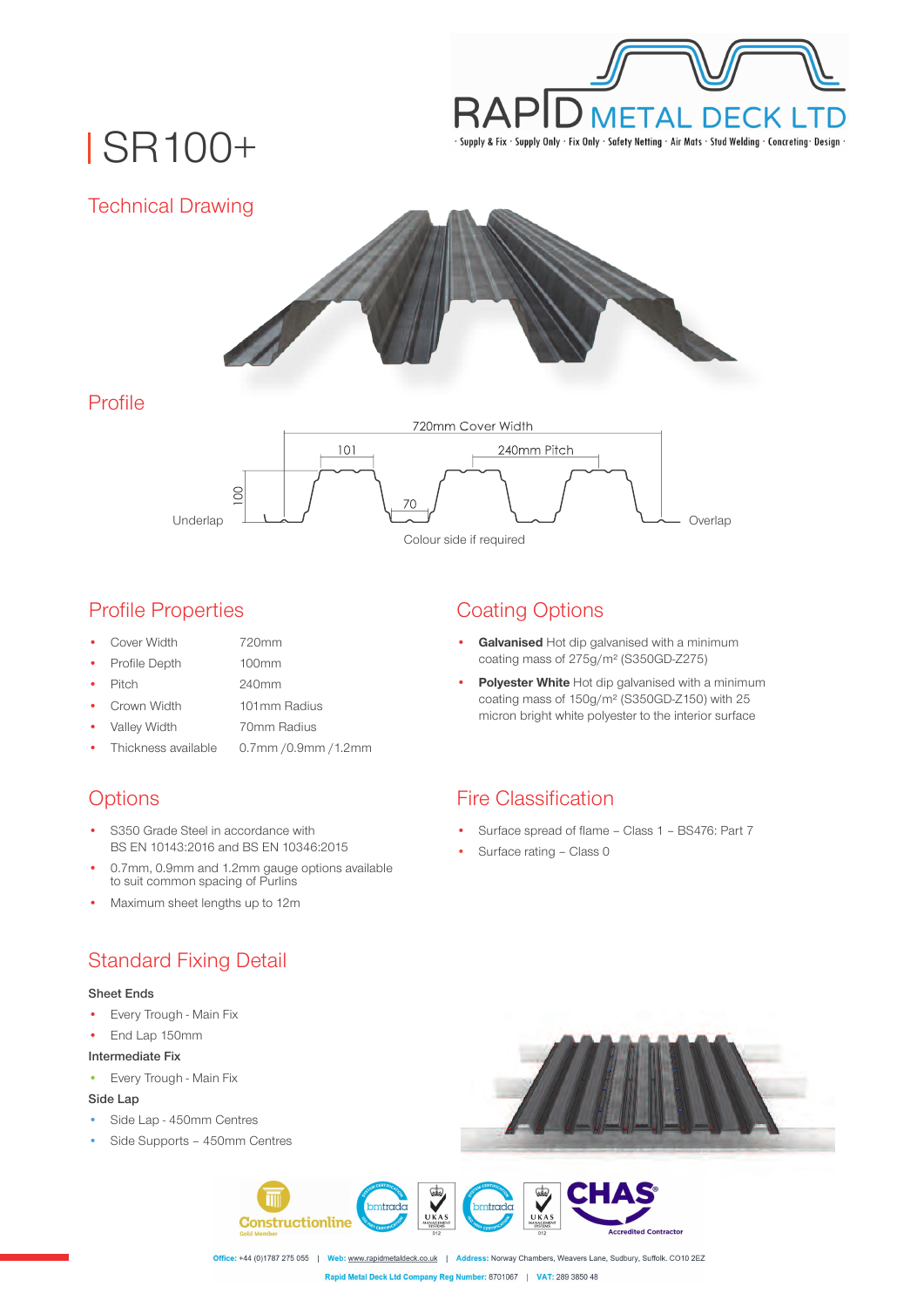RAPID METAL DECK LTD

· Supply & Fix · Supply Only · Fix Only · Safety Netting · Air Mats · Stud Welding · Concreting · Design ·

# SR100+

## Technical Drawing

## Profile

720mm Cover Width

101

240mm Pitch

100

70

Underlap

Overlap

Colour side if required

## Profile Properties

- Cover Width 720mm
- Profile Depth 100mm
- Pitch 240mm
- Crown Width 101mm Radius
- Valley Width 70mm Radius
- Thickness available 0.7mm /0.9mm /1.2mm

## Coating Options

- **Galvanised** Hot dip galvanised with a minimum coating mass of 275g/m² (S350GD-Z275)
- **Polyester White** Hot dip galvanised with a minimum coating mass of 150g/m² (S350GD-Z150) with 25 micron bright white polyester to the interior surface

## Options

- S350 Grade Steel in accordance with BS EN 10143:2016 and BS EN 10346:2015
- 0.7mm, 0.9mm and 1.2mm gauge options available to suit common spacing of Purlins
- Maximum sheet lengths up to 12m

## Fire Classification

- Surface spread of flame – Class 1 – BS476: Part 7
- Surface rating – Class 0

## Standard Fixing Detail

**Sheet Ends**

- Every Trough - Main Fix
- End Lap 150mm

**Intermediate Fix**

- Every Trough - Main Fix

**Side Lap**

- Side Lap - 450mm Centres
- Side Supports – 450mm Centres

**Office:** +44 (0)1787 275 055 | **Web:** www.rapidmetaldeck.co.uk | **Address:** Norway Chambers, Weavers Lane, Sudbury, Suffolk. CO10 2EZ

**Rapid Metal Deck Ltd Company Reg Number:** 8701067 | **VAT:** 289 3850 48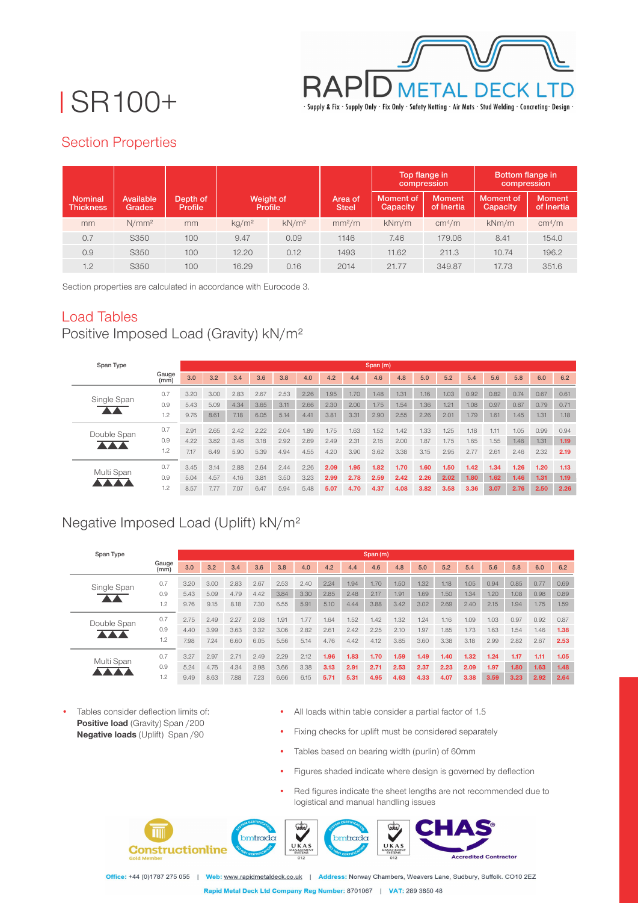# SR100+

RAPID METAL DECK LTD

· Supply & Fix · Supply Only · Fix Only · Safety Netting · Air Mats · Stud Welding · Concreting · Design ·

## Section Properties

| Nominal Thickness | Available Grades | Depth of Profile | Weight of Profile | | Area of Steel | Top flange in compression | | Bottom flange in compression | |
|---|---|---|---|---|---|---|---|---|---|
| | | | | | | Moment of Capacity | Moment of Inertia | Moment of Capacity | Moment of Inertia |
| mm | N/mm² | mm | kg/m² | kN/m² | mm²/m | kNm/m | cm⁴/m | kNm/m | cm⁴/m |
| 0.7 | S350 | 100 | 9.47 | 0.09 | 1146 | 7.46 | 179.06 | 8.41 | 154.0 |
| 0.9 | S350 | 100 | 12.20 | 0.12 | 1493 | 11.62 | 211.3 | 10.74 | 196.2 |
| 1.2 | S350 | 100 | 16.29 | 0.16 | 2014 | 21.77 | 349.87 | 17.73 | 351.6 |

Section properties are calculated in accordance with Eurocode 3.

## Load Tables

### Positive Imposed Load (Gravity) kN/m²

| Span Type | Gauge (mm) | Span (m) | | | | | | | | | | | | | | | | |
|---|---|---|---|---|---|---|---|---|---|---|---|---|---|---|---|---|---|---|
| | | 3.0 | 3.2 | 3.4 | 3.6 | 3.8 | 4.0 | 4.2 | 4.4 | 4.6 | 4.8 | 5.0 | 5.2 | 5.4 | 5.6 | 5.8 | 6.0 | 6.2 |
| Single Span | 0.7 | 3.20 | 3.00 | 2.83 | 2.67 | 2.53 | 2.26 | 1.95 | 1.70 | 1.48 | 1.31 | 1.16 | 1.03 | 0.92 | 0.82 | 0.74 | 0.67 | 0.61 |
| | 0.9 | 5.43 | 5.09 | 4.34 | 3.65 | 3.11 | 2.66 | 2.30 | 2.00 | 1.75 | 1.54 | 1.36 | 1.21 | 1.08 | 0.97 | 0.87 | 0.79 | 0.71 |
| | 1.2 | 9.76 | 8.61 | 7.18 | 6.05 | 5.14 | 4.41 | 3.81 | 3.31 | 2.90 | 2.55 | 2.26 | 2.01 | 1.79 | 1.61 | 1.45 | 1.31 | 1.18 |
| Double Span | 0.7 | 2.91 | 2.65 | 2.42 | 2.22 | 2.04 | 1.89 | 1.75 | 1.63 | 1.52 | 1.42 | 1.33 | 1.25 | 1.18 | 1.11 | 1.05 | 0.99 | 0.94 |
| | 0.9 | 4.22 | 3.82 | 3.48 | 3.18 | 2.92 | 2.69 | 2.49 | 2.31 | 2.15 | 2.00 | 1.87 | 1.75 | 1.65 | 1.55 | 1.46 | 1.31 | 1.19 |
| | 1.2 | 7.17 | 6.49 | 5.90 | 5.39 | 4.94 | 4.55 | 4.20 | 3.90 | 3.62 | 3.38 | 3.15 | 2.95 | 2.77 | 2.61 | 2.46 | 2.32 | 2.19 |
| Multi Span | 0.7 | 3.45 | 3.14 | 2.88 | 2.64 | 2.44 | 2.26 | 2.09 | 1.95 | 1.82 | 1.70 | 1.60 | 1.50 | 1.42 | 1.34 | 1.26 | 1.20 | 1.13 |
| | 0.9 | 5.04 | 4.57 | 4.16 | 3.81 | 3.50 | 3.23 | 2.99 | 2.78 | 2.59 | 2.42 | 2.26 | 2.02 | 1.80 | 1.62 | 1.46 | 1.31 | 1.19 |
| | 1.2 | 8.57 | 7.77 | 7.07 | 6.47 | 5.94 | 5.48 | 5.07 | 4.70 | 4.37 | 4.08 | 3.82 | 3.58 | 3.36 | 3.07 | 2.76 | 2.50 | 2.26 |

### Negative Imposed Load (Uplift) kN/m²

| Span Type | Gauge (mm) | Span (m) | | | | | | | | | | | | | | | | |
|---|---|---|---|---|---|---|---|---|---|---|---|---|---|---|---|---|---|---|
| | | 3.0 | 3.2 | 3.4 | 3.6 | 3.8 | 4.0 | 4.2 | 4.4 | 4.6 | 4.8 | 5.0 | 5.2 | 5.4 | 5.6 | 5.8 | 6.0 | 6.2 |
| Single Span | 0.7 | 3.20 | 3.00 | 2.83 | 2.67 | 2.53 | 2.40 | 2.24 | 1.94 | 1.70 | 1.50 | 1.32 | 1.18 | 1.05 | 0.94 | 0.85 | 0.77 | 0.69 |
| | 0.9 | 5.43 | 5.09 | 4.79 | 4.42 | 3.84 | 3.30 | 2.85 | 2.48 | 2.17 | 1.91 | 1.69 | 1.50 | 1.34 | 1.20 | 1.08 | 0.98 | 0.89 |
| | 1.2 | 9.76 | 9.15 | 8.18 | 7.30 | 6.55 | 5.91 | 5.10 | 4.44 | 3.88 | 3.42 | 3.02 | 2.69 | 2.40 | 2.15 | 1.94 | 1.75 | 1.59 |
| Double Span | 0.7 | 2.75 | 2.49 | 2.27 | 2.08 | 1.91 | 1.77 | 1.64 | 1.52 | 1.42 | 1.32 | 1.24 | 1.16 | 1.09 | 1.03 | 0.97 | 0.92 | 0.87 |
| | 0.9 | 4.40 | 3.99 | 3.63 | 3.32 | 3.06 | 2.82 | 2.61 | 2.42 | 2.25 | 2.10 | 1.97 | 1.85 | 1.73 | 1.63 | 1.54 | 1.46 | 1.38 |
| | 1.2 | 7.98 | 7.24 | 6.60 | 6.05 | 5.56 | 5.14 | 4.76 | 4.42 | 4.12 | 3.85 | 3.60 | 3.38 | 3.18 | 2.99 | 2.82 | 2.67 | 2.53 |
| Multi Span | 0.7 | 3.27 | 2.97 | 2.71 | 2.49 | 2.29 | 2.12 | 1.96 | 1.83 | 1.70 | 1.59 | 1.49 | 1.40 | 1.32 | 1.24 | 1.17 | 1.11 | 1.05 |
| | 0.9 | 5.24 | 4.76 | 4.34 | 3.98 | 3.66 | 3.38 | 3.13 | 2.91 | 2.71 | 2.53 | 2.37 | 2.23 | 2.09 | 1.97 | 1.80 | 1.63 | 1.48 |
| | 1.2 | 9.49 | 8.63 | 7.88 | 7.23 | 6.66 | 6.15 | 5.71 | 5.31 | 4.95 | 4.63 | 4.33 | 4.07 | 3.38 | 3.59 | 3.23 | 2.92 | 2.64 |

- Tables consider deflection limits of: **Positive load** (Gravity) Span /200 **Negative loads** (Uplift) Span /90
- All loads within table consider a partial factor of 1.5
- Fixing checks for uplift must be considered separately
- Tables based on bearing width (purlin) of 60mm
- Figures shaded indicate where design is governed by deflection
- Red figures indicate the sheet lengths are not recommended due to logistical and manual handling issues

Constructionline Gold Member · bmtrada · UKAS Management Systems 012 · bmtrada · UKAS Management Systems 012 · CHAS Accredited Contractor

**Office:** +44 (0)1787 275 055 | **Web:** www.rapidmetaldeck.co.uk | **Address:** Norway Chambers, Weavers Lane, Sudbury, Suffolk. CO10 2EZ

**Rapid Metal Deck Ltd Company Reg Number:** 8701067 | **VAT:** 269 3850 48